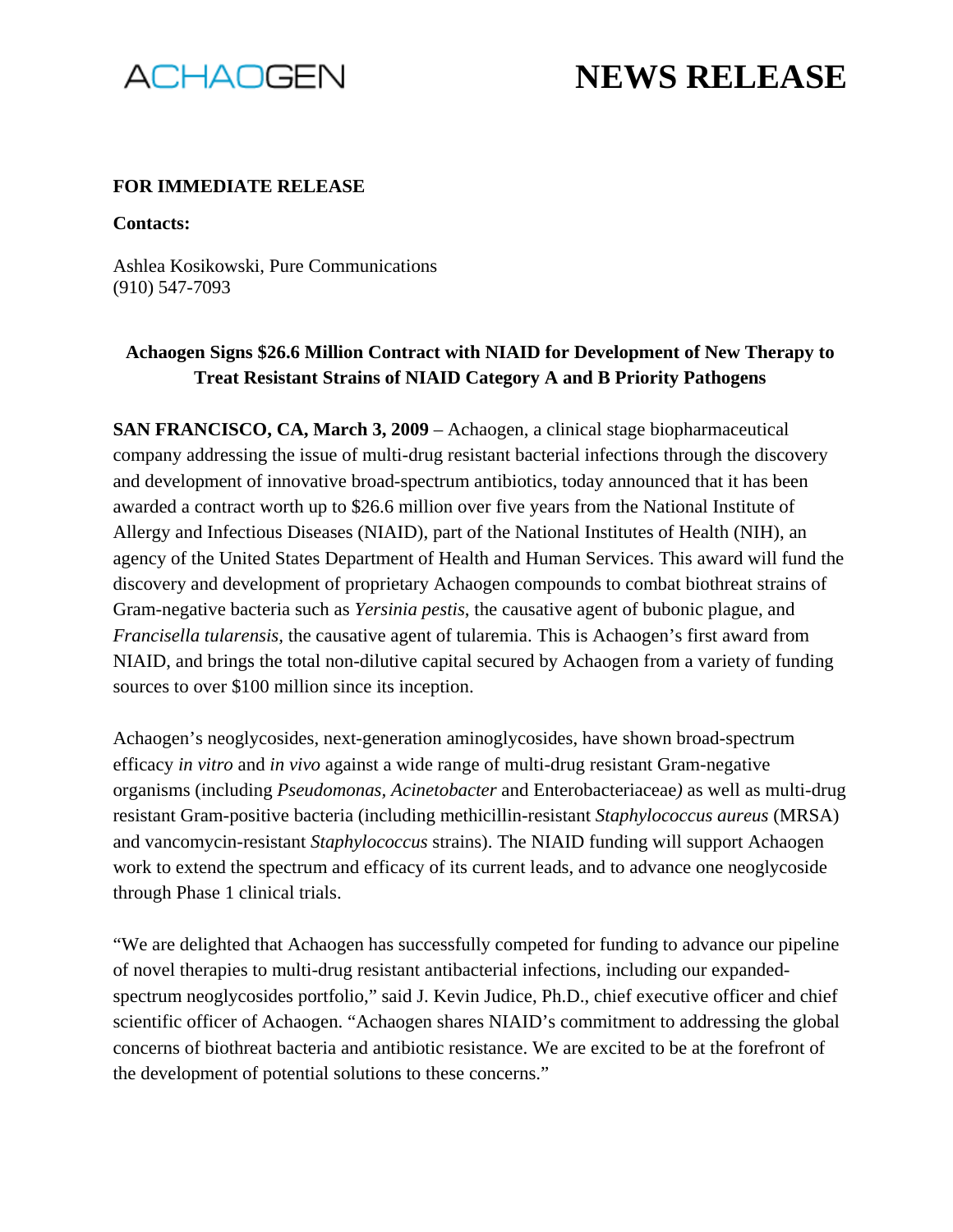ACHAOGEN

# NEWS RELEASE

**FOR IMMEDIATE RELEASE**

**Contacts:**

Ashlea Kosikowski, Pure Communications
(910) 547-7093

**Achaogen Signs $26.6 Million Contract with NIAID for Development of New Therapy to Treat Resistant Strains of NIAID Category A and B Priority Pathogens**

**SAN FRANCISCO, CA, March 3, 2009** – Achaogen, a clinical stage biopharmaceutical company addressing the issue of multi-drug resistant bacterial infections through the discovery and development of innovative broad-spectrum antibiotics, today announced that it has been awarded a contract worth up to $26.6 million over five years from the National Institute of Allergy and Infectious Diseases (NIAID), part of the National Institutes of Health (NIH), an agency of the United States Department of Health and Human Services. This award will fund the discovery and development of proprietary Achaogen compounds to combat biothreat strains of Gram-negative bacteria such as *Yersinia pestis*, the causative agent of bubonic plague, and *Francisella tularensis*, the causative agent of tularemia. This is Achaogen's first award from NIAID, and brings the total non-dilutive capital secured by Achaogen from a variety of funding sources to over $100 million since its inception.

Achaogen's neoglycosides, next-generation aminoglycosides, have shown broad-spectrum efficacy *in vitro* and *in vivo* against a wide range of multi-drug resistant Gram-negative organisms (including *Pseudomonas*, *Acinetobacter* and Enterobacteriaceae) as well as multi-drug resistant Gram-positive bacteria (including methicillin-resistant *Staphylococcus aureus* (MRSA) and vancomycin-resistant *Staphylococcus* strains). The NIAID funding will support Achaogen work to extend the spectrum and efficacy of its current leads, and to advance one neoglycoside through Phase 1 clinical trials.

"We are delighted that Achaogen has successfully competed for funding to advance our pipeline of novel therapies to multi-drug resistant antibacterial infections, including our expanded-spectrum neoglycosides portfolio," said J. Kevin Judice, Ph.D., chief executive officer and chief scientific officer of Achaogen. "Achaogen shares NIAID's commitment to addressing the global concerns of biothreat bacteria and antibiotic resistance. We are excited to be at the forefront of the development of potential solutions to these concerns."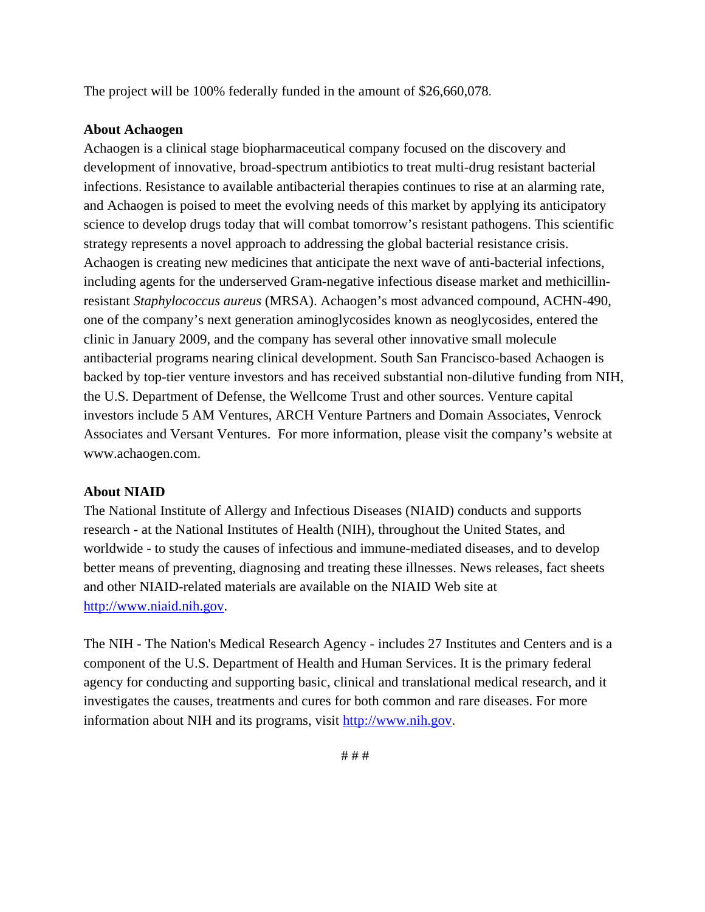The project will be 100% federally funded in the amount of $26,660,078.

**About Achaogen**

Achaogen is a clinical stage biopharmaceutical company focused on the discovery and development of innovative, broad-spectrum antibiotics to treat multi-drug resistant bacterial infections. Resistance to available antibacterial therapies continues to rise at an alarming rate, and Achaogen is poised to meet the evolving needs of this market by applying its anticipatory science to develop drugs today that will combat tomorrow's resistant pathogens. This scientific strategy represents a novel approach to addressing the global bacterial resistance crisis. Achaogen is creating new medicines that anticipate the next wave of anti-bacterial infections, including agents for the underserved Gram-negative infectious disease market and methicillin-resistant *Staphylococcus aureus* (MRSA). Achaogen's most advanced compound, ACHN-490, one of the company's next generation aminoglycosides known as neoglycosides, entered the clinic in January 2009, and the company has several other innovative small molecule antibacterial programs nearing clinical development. South San Francisco-based Achaogen is backed by top-tier venture investors and has received substantial non-dilutive funding from NIH, the U.S. Department of Defense, the Wellcome Trust and other sources. Venture capital investors include 5 AM Ventures, ARCH Venture Partners and Domain Associates, Venrock Associates and Versant Ventures. For more information, please visit the company's website at www.achaogen.com.

**About NIAID**

The National Institute of Allergy and Infectious Diseases (NIAID) conducts and supports research - at the National Institutes of Health (NIH), throughout the United States, and worldwide - to study the causes of infectious and immune-mediated diseases, and to develop better means of preventing, diagnosing and treating these illnesses. News releases, fact sheets and other NIAID-related materials are available on the NIAID Web site at http://www.niaid.nih.gov.

The NIH - The Nation's Medical Research Agency - includes 27 Institutes and Centers and is a component of the U.S. Department of Health and Human Services. It is the primary federal agency for conducting and supporting basic, clinical and translational medical research, and it investigates the causes, treatments and cures for both common and rare diseases. For more information about NIH and its programs, visit http://www.nih.gov.

# # #